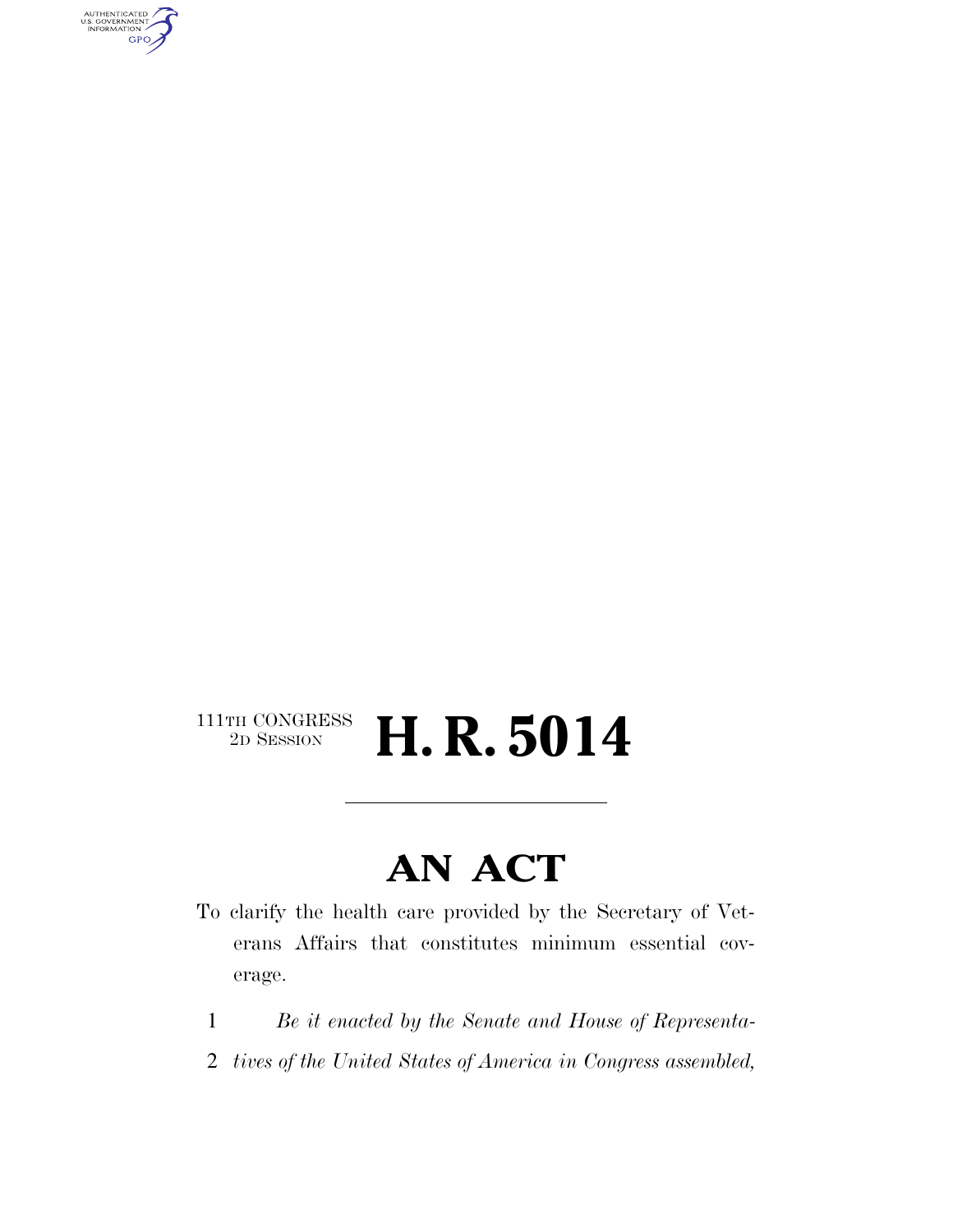111TH CONGRESS
2D SESSION

# H. R. 5014

---

# AN ACT

To clarify the health care provided by the Secretary of Veterans Affairs that constitutes minimum essential coverage.

1 *Be it enacted by the Senate and House of Representa-*
2 *tives of the United States of America in Congress assembled,*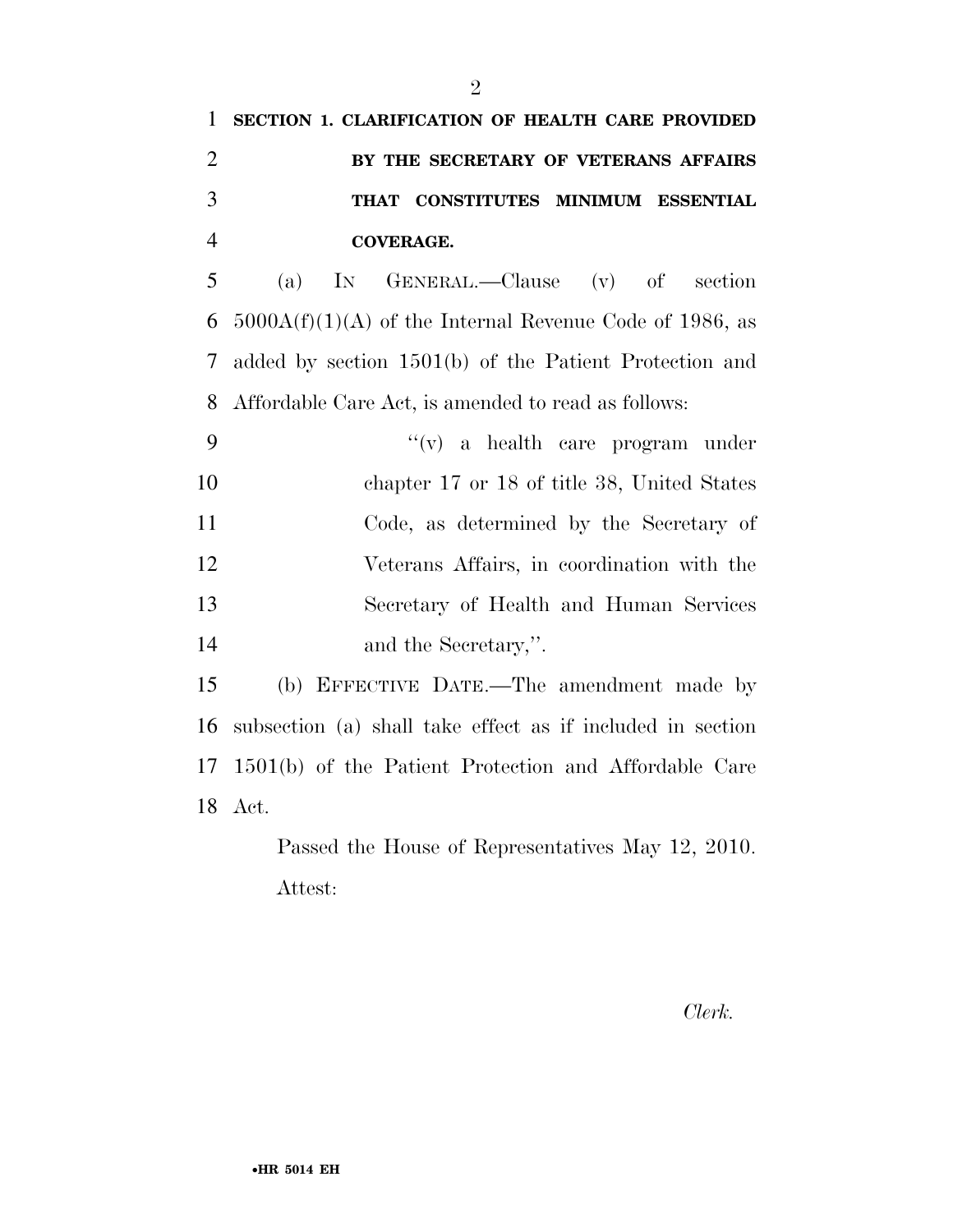**SECTION 1. CLARIFICATION OF HEALTH CARE PROVIDED BY THE SECRETARY OF VETERANS AFFAIRS THAT CONSTITUTES MINIMUM ESSENTIAL COVERAGE.**

(a) IN GENERAL.—Clause (v) of section 5000A(f)(1)(A) of the Internal Revenue Code of 1986, as added by section 1501(b) of the Patient Protection and Affordable Care Act, is amended to read as follows:

> ''(v) a health care program under chapter 17 or 18 of title 38, United States Code, as determined by the Secretary of Veterans Affairs, in coordination with the Secretary of Health and Human Services and the Secretary,''.

(b) EFFECTIVE DATE.—The amendment made by subsection (a) shall take effect as if included in section 1501(b) of the Patient Protection and Affordable Care Act.

Passed the House of Representatives May 12, 2010.

Attest:

*Clerk.*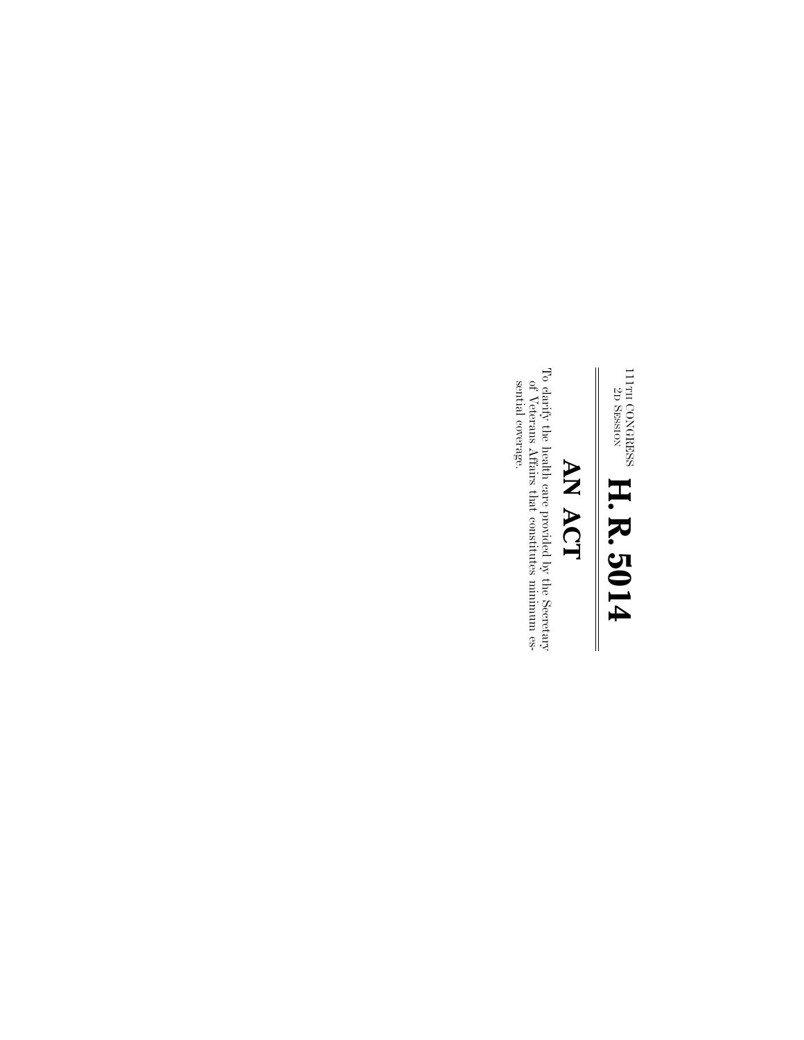111TH CONGRESS
2D SESSION

# H. R. 5014

## AN ACT

To clarify the health care provided by the Secretary of Veterans Affairs that constitutes minimum essential coverage.